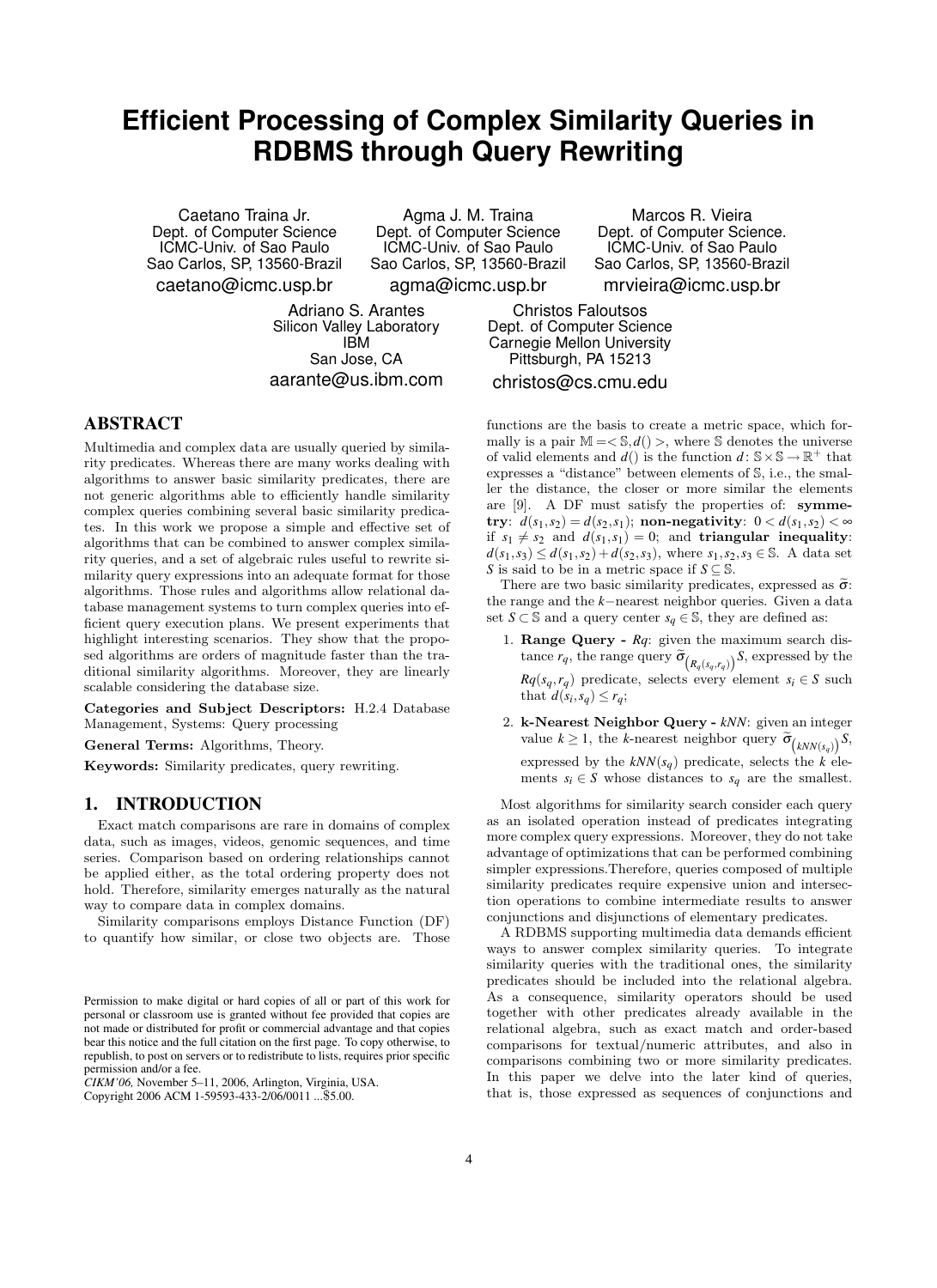# Efficient Processing of Complex Similarity Queries in RDBMS through Query Rewriting

Caetano Traina Jr.
Dept. of Computer Science
ICMC-Univ. of Sao Paulo
Sao Carlos, SP, 13560-Brazil
caetano@icmc.usp.br

Agma J. M. Traina
Dept. of Computer Science
ICMC-Univ. of Sao Paulo
Sao Carlos, SP, 13560-Brazil
agma@icmc.usp.br

Marcos R. Vieira
Dept. of Computer Science.
ICMC-Univ. of Sao Paulo
Sao Carlos, SP, 13560-Brazil
mrvieira@icmc.usp.br

Adriano S. Arantes
Silicon Valley Laboratory
IBM
San Jose, CA
aarante@us.ibm.com

Christos Faloutsos
Dept. of Computer Science
Carnegie Mellon University
Pittsburgh, PA 15213
christos@cs.cmu.edu

## ABSTRACT

Multimedia and complex data are usually queried by similarity predicates. Whereas there are many works dealing with algorithms to answer basic similarity predicates, there are not generic algorithms able to efficiently handle similarity complex queries combining several basic similarity predicates. In this work we propose a simple and effective set of algorithms that can be combined to answer complex similarity queries, and a set of algebraic rules useful to rewrite similarity query expressions into an adequate format for those algorithms. Those rules and algorithms allow relational database management systems to turn complex queries into efficient query execution plans. We present experiments that highlight interesting scenarios. They show that the proposed algorithms are orders of magnitude faster than the traditional similarity algorithms. Moreover, they are linearly scalable considering the database size.

**Categories and Subject Descriptors:** H.2.4 Database Management, Systems: Query processing

**General Terms:** Algorithms, Theory.

**Keywords:** Similarity predicates, query rewriting.

## 1. INTRODUCTION

Exact match comparisons are rare in domains of complex data, such as images, videos, genomic sequences, and time series. Comparison based on ordering relationships cannot be applied either, as the total ordering property does not hold. Therefore, similarity emerges naturally as the natural way to compare data in complex domains.

Similarity comparisons employs Distance Function (DF) to quantify how similar, or close two objects are. Those functions are the basis to create a metric space, which formally is a pair $\mathbb{M} = <\mathbb{S}, d()>$, where $\mathbb{S}$ denotes the universe of valid elements and $d()$ is the function $d\colon \mathbb{S} \times \mathbb{S} \rightarrow \mathbb{R}^+$ that expresses a "distance" between elements of $\mathbb{S}$, i.e., the smaller the distance, the closer or more similar the elements are [9]. A DF must satisfy the properties of: **symmetry**: $d(s_1, s_2) = d(s_2, s_1)$; **non-negativity**: $0 < d(s_1, s_2) < \infty$ if $s_1 \neq s_2$ and $d(s_1, s_1) = 0$; and **triangular inequality**: $d(s_1, s_3) \leq d(s_1, s_2) + d(s_2, s_3)$, where $s_1, s_2, s_3 \in \mathbb{S}$. A data set $S$ is said to be in a metric space if $S \subseteq \mathbb{S}$.

There are two basic similarity predicates, expressed as $\widetilde{\sigma}$: the range and the $k-$nearest neighbor queries. Given a data set $S \subset \mathbb{S}$ and a query center $s_q \in \mathbb{S}$, they are defined as:

1. **Range Query -** *Rq*: given the maximum search distance $r_q$, the range query $\widetilde{\sigma}_{\left(R_q(s_q, r_q)\right)} S$, expressed by the $Rq(s_q, r_q)$ predicate, selects every element $s_i \in S$ such that $d(s_i, s_q) \leq r_q$;
2. **k-Nearest Neighbor Query -** *kNN*: given an integer value $k \geq 1$, the $k$-nearest neighbor query $\widetilde{\sigma}_{\left(kNN(s_q)\right)} S$, expressed by the $kNN(s_q)$ predicate, selects the $k$ elements $s_i \in S$ whose distances to $s_q$ are the smallest.

Most algorithms for similarity search consider each query as an isolated operation instead of predicates integrating more complex query expressions. Moreover, they do not take advantage of optimizations that can be performed combining simpler expressions.Therefore, queries composed of multiple similarity predicates require expensive union and intersection operations to combine intermediate results to answer conjunctions and disjunctions of elementary predicates.

A RDBMS supporting multimedia data demands efficient ways to answer complex similarity queries. To integrate similarity queries with the traditional ones, the similarity predicates should be included into the relational algebra. As a consequence, similarity operators should be used together with other predicates already available in the relational algebra, such as exact match and order-based comparisons for textual/numeric attributes, and also in comparisons combining two or more similarity predicates. In this paper we delve into the later kind of queries, that is, those expressed as sequences of conjunctions and

Permission to make digital or hard copies of all or part of this work for personal or classroom use is granted without fee provided that copies are not made or distributed for profit or commercial advantage and that copies bear this notice and the full citation on the first page. To copy otherwise, to republish, to post on servers or to redistribute to lists, requires prior specific permission and/or a fee.
*CIKM'06,* November 5–11, 2006, Arlington, Virginia, USA.
Copyright 2006 ACM 1-59593-433-2/06/0011 ...$5.00.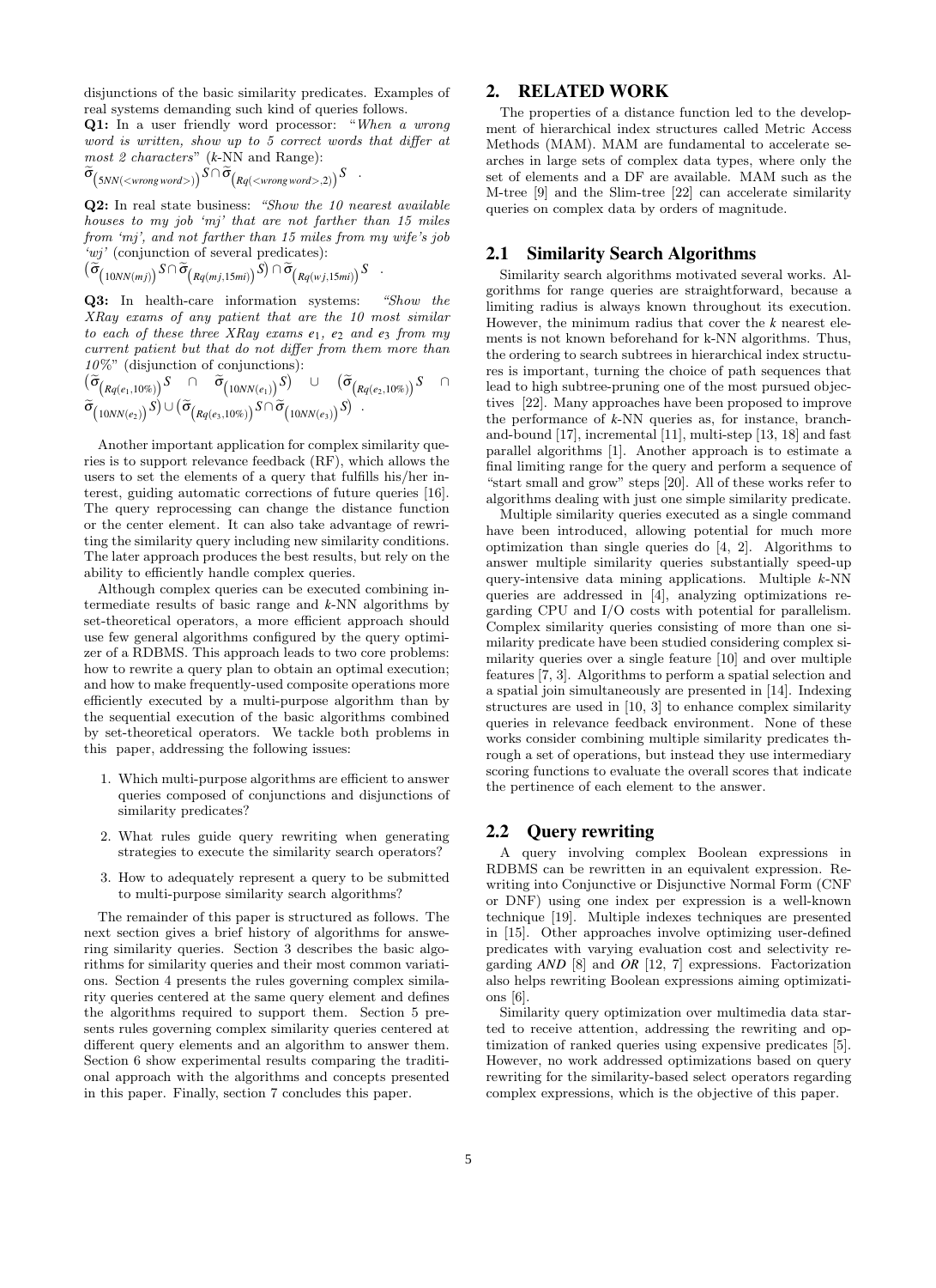disjunctions of the basic similarity predicates. Examples of real systems demanding such kind of queries follows.

**Q1:** In a user friendly word processor: "*When a wrong word is written, show up to 5 correct words that differ at most 2 characters*" (*k*-NN and Range):
$\widetilde{\sigma}_{(5NN(<wrong\,word>))} S \cap \widetilde{\sigma}_{(Rq(<wrong\,word>,2))} S$ .

**Q2:** In real state business: *"Show the 10 nearest available houses to my job 'mj' that are not farther than 15 miles from 'mj', and not farther than 15 miles from my wife's job 'wj'* (conjunction of several predicates):
$(\widetilde{\sigma}_{(10NN(mj))} S \cap \widetilde{\sigma}_{(Rq(mj,15mi))} S) \cap \widetilde{\sigma}_{(Rq(wj,15mi))} S$ .

**Q3:** In health-care information systems: *"Show the XRay exams of any patient that are the 10 most similar to each of these three XRay exams $e_1$, $e_2$ and $e_3$ from my current patient but that do not differ from them more than 10%"* (disjunction of conjunctions):
$(\widetilde{\sigma}_{(Rq(e_1,10\%))} S \cap \widetilde{\sigma}_{(10NN(e_1))} S) \cup (\widetilde{\sigma}_{(Rq(e_2,10\%))} S \cap \widetilde{\sigma}_{(10NN(e_2))} S) \cup (\widetilde{\sigma}_{(Rq(e_3,10\%))} S \cap \widetilde{\sigma}_{(10NN(e_3))} S)$ .

Another important application for complex similarity queries is to support relevance feedback (RF), which allows the users to set the elements of a query that fulfills his/her interest, guiding automatic corrections of future queries [16]. The query reprocessing can change the distance function or the center element. It can also take advantage of rewriting the similarity query including new similarity conditions. The later approach produces the best results, but rely on the ability to efficiently handle complex queries.

Although complex queries can be executed combining intermediate results of basic range and *k*-NN algorithms by set-theoretical operators, a more efficient approach should use few general algorithms configured by the query optimizer of a RDBMS. This approach leads to two core problems: how to rewrite a query plan to obtain an optimal execution; and how to make frequently-used composite operations more efficiently executed by a multi-purpose algorithm than by the sequential execution of the basic algorithms combined by set-theoretical operators. We tackle both problems in this paper, addressing the following issues:

1. Which multi-purpose algorithms are efficient to answer queries composed of conjunctions and disjunctions of similarity predicates?
2. What rules guide query rewriting when generating strategies to execute the similarity search operators?
3. How to adequately represent a query to be submitted to multi-purpose similarity search algorithms?

The remainder of this paper is structured as follows. The next section gives a brief history of algorithms for answering similarity queries. Section 3 describes the basic algorithms for similarity queries and their most common variations. Section 4 presents the rules governing complex similarity queries centered at the same query element and defines the algorithms required to support them. Section 5 presents rules governing complex similarity queries centered at different query elements and an algorithm to answer them. Section 6 show experimental results comparing the traditional approach with the algorithms and concepts presented in this paper. Finally, section 7 concludes this paper.

## 2. RELATED WORK

The properties of a distance function led to the development of hierarchical index structures called Metric Access Methods (MAM). MAM are fundamental to accelerate searches in large sets of complex data types, where only the set of elements and a DF are available. MAM such as the M-tree [9] and the Slim-tree [22] can accelerate similarity queries on complex data by orders of magnitude.

### 2.1 Similarity Search Algorithms

Similarity search algorithms motivated several works. Algorithms for range queries are straightforward, because a limiting radius is always known throughout its execution. However, the minimum radius that cover the *k* nearest elements is not known beforehand for k-NN algorithms. Thus, the ordering to search subtrees in hierarchical index structures is important, turning the choice of path sequences that lead to high subtree-pruning one of the most pursued objectives [22]. Many approaches have been proposed to improve the performance of *k*-NN queries as, for instance, branch-and-bound [17], incremental [11], multi-step [13, 18] and fast parallel algorithms [1]. Another approach is to estimate a final limiting range for the query and perform a sequence of "start small and grow" steps [20]. All of these works refer to algorithms dealing with just one simple similarity predicate.

Multiple similarity queries executed as a single command have been introduced, allowing potential for much more optimization than single queries do [4, 2]. Algorithms to answer multiple similarity queries substantially speed-up query-intensive data mining applications. Multiple *k*-NN queries are addressed in [4], analyzing optimizations regarding CPU and I/O costs with potential for parallelism. Complex similarity queries consisting of more than one similarity predicate have been studied considering complex similarity queries over a single feature [10] and over multiple features [7, 3]. Algorithms to perform a spatial selection and a spatial join simultaneously are presented in [14]. Indexing structures are used in [10, 3] to enhance complex similarity queries in relevance feedback environment. None of these works consider combining multiple similarity predicates through a set of operations, but instead they use intermediary scoring functions to evaluate the overall scores that indicate the pertinence of each element to the answer.

### 2.2 Query rewriting

A query involving complex Boolean expressions in RDBMS can be rewritten in an equivalent expression. Rewriting into Conjunctive or Disjunctive Normal Form (CNF or DNF) using one index per expression is a well-known technique [19]. Multiple indexes techniques are presented in [15]. Other approaches involve optimizing user-defined predicates with varying evaluation cost and selectivity regarding ***AND*** [8] and ***OR*** [12, 7] expressions. Factorization also helps rewriting Boolean expressions aiming optimizations [6].

Similarity query optimization over multimedia data started to receive attention, addressing the rewriting and optimization of ranked queries using expensive predicates [5]. However, no work addressed optimizations based on query rewriting for the similarity-based select operators regarding complex expressions, which is the objective of this paper.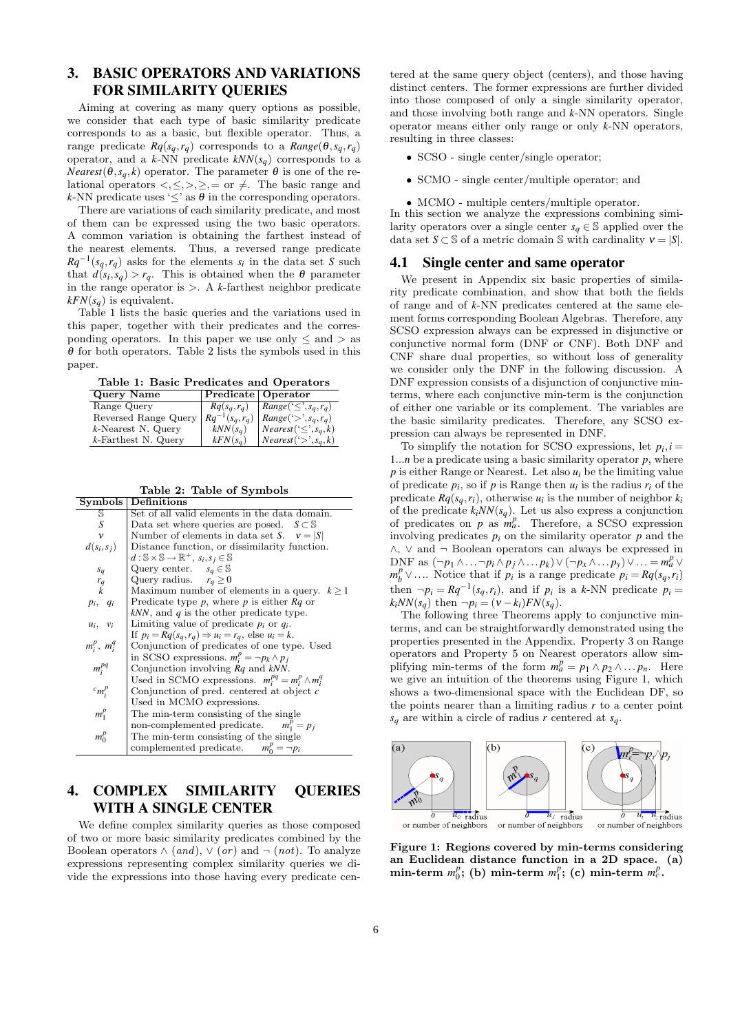## 3. BASIC OPERATORS AND VARIATIONS FOR SIMILARITY QUERIES

Aiming at covering as many query options as possible, we consider that each type of basic similarity predicate corresponds to as a basic, but flexible operator. Thus, a range predicate $Rq(s_q, r_q)$ corresponds to a $Range(\theta, s_q, r_q)$ operator, and a $k$-NN predicate $kNN(s_q)$ corresponds to a $Nearest(\theta, s_q, k)$ operator. The parameter $\theta$ is one of the relational operators $<, \leq, >, \geq, =$ or $\neq$. The basic range and $k$-NN predicate uses '$\leq$' as $\theta$ in the corresponding operators.

There are variations of each similarity predicate, and most of them can be expressed using the two basic operators. A common variation is obtaining the farthest instead of the nearest elements. Thus, a reversed range predicate $Rq^{-1}(s_q, r_q)$ asks for the elements $s_i$ in the data set $S$ such that $d(s_i, s_q) > r_q$. This is obtained when the $\theta$ parameter in the range operator is $>$. A $k$-farthest neighbor predicate $kFN(s_q)$ is equivalent.

Table 1 lists the basic queries and the variations used in this paper, together with their predicates and the corresponding operators. In this paper we use only $\leq$ and $>$ as $\theta$ for both operators. Table 2 lists the symbols used in this paper.

**Table 1: Basic Predicates and Operators**

| Query Name | Predicate | Operator |
|---|---|---|
| Range Query | $Rq(s_q, r_q)$ | $Range('\leq', s_q, r_q)$ |
| Reversed Range Query | $Rq^{-1}(s_q, r_q)$ | $Range('>', s_q, r_q)$ |
| $k$-Nearest N. Query | $kNN(s_q)$ | $Nearest('\leq', s_q, k)$ |
| $k$-Farthest N. Query | $kFN(s_q)$ | $Nearest('>', s_q, k)$ |

**Table 2: Table of Symbols**

| Symbols | Definitions |
|---|---|
| $\mathbb{S}$ | Set of all valid elements in the data domain. |
| $S$ | Data set where queries are posed. $S \subset \mathbb{S}$ |
| $\nu$ | Number of elements in data set $S$. $\nu = \|S\|$ |
| $d(s_i, s_j)$ | Distance function, or dissimilarity function. $d : \mathbb{S} \times \mathbb{S} \rightarrow \mathbb{R}^+$, $s_i, s_j \in \mathbb{S}$ |
| $s_q$ | Query center. $s_q \in \mathbb{S}$ |
| $r_q$ | Query radius. $r_q \geq 0$ |
| $k$ | Maximum number of elements in a query. $k \geq 1$ |
| $p_i$, $q_i$ | Predicate type $p$, where $p$ is either $Rq$ or $kNN$, and $q$ is the other predicate type. |
| $u_i$, $v_i$ | Limiting value of predicate $p_i$ or $q_i$. If $p_i = Rq(s_q, r_q) \Rightarrow u_i = r_q$, else $u_i = k$. |
| $m_i^p$, $m_i^q$ | Conjunction of predicates of one type. Used in SCSO expressions. $m_i^p = \neg p_k \wedge p_j$ |
| $m_i^{pq}$ | Conjunction involving $Rq$ and $kNN$. Used in SCMO expressions. $m_i^{pq} = m_i^p \wedge m_i^q$ |
| ${}^c m_i^p$ | Conjunction of pred. centered at object $c$. Used in MCMO expressions. |
| $m_1^p$ | The min-term consisting of the single non-complemented predicate. $m_1^p = p_j$ |
| $m_0^p$ | The min-term consisting of the single complemented predicate. $m_0^p = \neg p_i$ |

## 4. COMPLEX SIMILARITY QUERIES WITH A SINGLE CENTER

We define complex similarity queries as those composed of two or more basic similarity predicates combined by the Boolean operators $\wedge$ (*and*), $\vee$ (*or*) and $\neg$ (*not*). To analyze expressions representing complex similarity queries we divide the expressions into those having every predicate centered at the same query object (centers), and those having distinct centers. The former expressions are further divided into those composed of only a single similarity operator, and those involving both range and $k$-NN operators. Single operator means either only range or only $k$-NN operators, resulting in three classes:

- SCSO - single center/single operator;
- SCMO - single center/multiple operator; and
- MCMO - multiple centers/multiple operator.

In this section we analyze the expressions combining similarity operators over a single center $s_q \in \mathbb{S}$ applied over the data set $S \subset \mathbb{S}$ of a metric domain $\mathbb{S}$ with cardinality $\nu = |S|$.

### 4.1 Single center and same operator

We present in Appendix six basic properties of similarity predicate combination, and show that both the fields of range and of $k$-NN predicates centered at the same element forms corresponding Boolean Algebras. Therefore, any SCSO expression always can be expressed in disjunctive or conjunctive normal form (DNF or CNF). Both DNF and CNF share dual properties, so without loss of generality we consider only the DNF in the following discussion. A DNF expression consists of a disjunction of conjunctive min-terms, where each conjunctive min-term is the conjunction of either one variable or its complement. The variables are the basic similarity predicates. Therefore, any SCSO expression can always be represented in DNF.

To simplify the notation for SCSO expressions, let $p_i, i = 1...n$ be a predicate using a basic similarity operator $p$, where $p$ is either Range or Nearest. Let also $u_i$ be the limiting value of predicate $p_i$, so if $p$ is Range then $u_i$ is the radius $r_i$ of the predicate $Rq(s_q, r_i)$, otherwise $u_i$ is the number of neighbor $k_i$ of the predicate $k_iNN(s_q)$. Let us also express a conjunction of predicates on $p$ as $m_a^p$. Therefore, a SCSO expression involving predicates $p_i$ on the similarity operator $p$ and the $\wedge$, $\vee$ and $\neg$ Boolean operators can always be expressed in DNF as $(\neg p_1 \wedge \ldots \neg p_i \wedge p_j \wedge \ldots p_k) \vee (\neg p_x \wedge \ldots p_y) \vee \ldots = m_a^p \vee m_b^p \vee \ldots$. Notice that if $p_i$ is a range predicate $p_i = Rq(s_q, r_i)$ then $\neg p_i = Rq^{-1}(s_q, r_i)$, and if $p_i$ is a $k$-NN predicate $p_i = k_iNN(s_q)$ then $\neg p_i = (\nu - k_i)FN(s_q)$.

The following three Theorems apply to conjunctive min-terms, and can be straightforwardly demonstrated using the properties presented in the Appendix. Property 3 on Range operators and Property 5 on Nearest operators allow simplifying min-terms of the form $m_a^p = p_1 \wedge p_2 \wedge \ldots p_n$. Here we give an intuition of the theorems using Figure 1, which shows a two-dimensional space with the Euclidean DF, so the points nearer than a limiting radius $r$ to a center point $s_q$ are within a circle of radius $r$ centered at $s_q$.

**Figure 1: Regions covered by min-terms considering an Euclidean distance function in a 2D space. (a) min-term $m_0^p$; (b) min-term $m_1^p$; (c) min-term $m_c^p$.**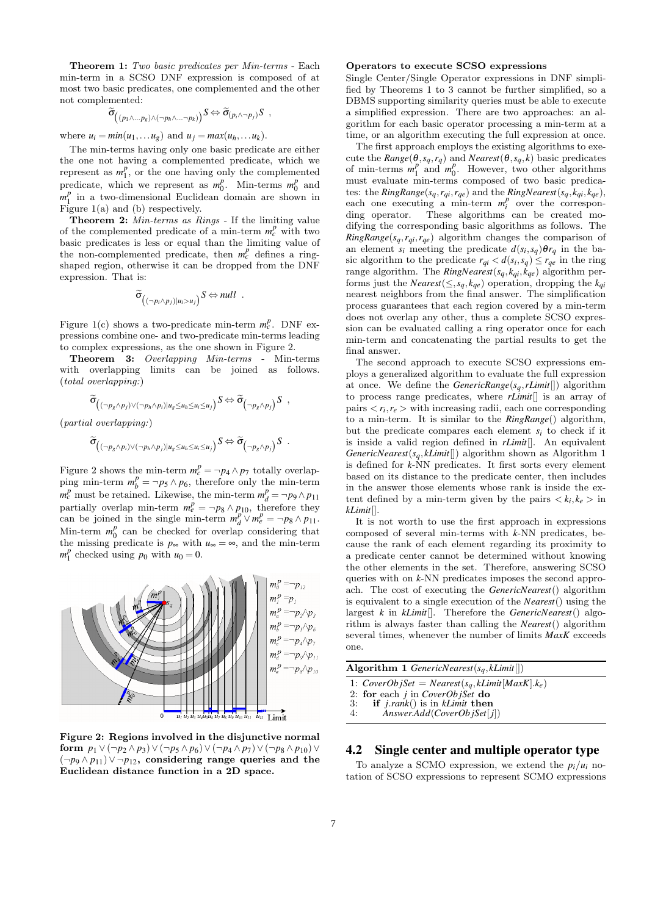**Theorem 1:** *Two basic predicates per Min-terms* - Each min-term in a SCSO DNF expression is composed of at most two basic predicates, one complemented and the other not complemented:

$$\widetilde{\sigma}_{\left((p_1 \wedge \ldots p_g) \wedge (\neg p_h \wedge \ldots \neg p_k)\right)} S \Leftrightarrow \widetilde{\sigma}_{(p_i \wedge \neg p_j)} S \ ,$$

where $u_i = min(u_1, \ldots u_g)$ and $u_j = max(u_h, \ldots u_k)$.

The min-terms having only one basic predicate are either the one not having a complemented predicate, which we represent as $m_1^p$, or the one having only the complemented predicate, which we represent as $m_0^p$. Min-terms $m_0^p$ and $m_1^p$ in a two-dimensional Euclidean domain are shown in Figure 1(a) and (b) respectively.

**Theorem 2:** *Min-terms as Rings* - If the limiting value of the complemented predicate of a min-term $m_c^p$ with two basic predicates is less or equal than the limiting value of the non-complemented predicate, then $m_c^p$ defines a ring-shaped region, otherwise it can be dropped from the DNF expression. That is:

$$\widetilde{\sigma}_{\left((\neg p_i \wedge p_j)|u_i > u_j\right)} S \Leftrightarrow null \ .$$

Figure 1(c) shows a two-predicate min-term $m_c^p$. DNF expressions combine one- and two-predicate min-terms leading to complex expressions, as the one shown in Figure 2.

**Theorem 3:** *Overlapping Min-terms* - Min-terms with overlapping limits can be joined as follows. (*total overlapping:*)

$$\widetilde{\sigma}_{\left((\neg p_g \wedge p_j) \vee (\neg p_h \wedge p_i)|u_g \le u_h \le u_i \le u_j\right)} S \Leftrightarrow \widetilde{\sigma}_{\left(\neg p_g \wedge p_j\right)} S \ ,$$

(*partial overlapping:*)

$$\widetilde{\sigma}_{\left((\neg p_g \wedge p_i) \vee (\neg p_h \wedge p_j)|u_g \le u_h \le u_i \le u_j\right)} S \Leftrightarrow \widetilde{\sigma}_{\left(\neg p_g \wedge p_j\right)} S \ .$$

Figure 2 shows the min-term $m_c^p = \neg p_4 \wedge p_7$ totally overlapping min-term $m_b^p = \neg p_5 \wedge p_6$, therefore only the min-term $m_c^p$ must be retained. Likewise, the min-term $m_d^p = \neg p_9 \wedge p_{11}$ partially overlap min-term $m_e^p = \neg p_8 \wedge p_{10}$, therefore they can be joined in the single min-term $m_d^p \vee m_e^p = \neg p_8 \wedge p_{11}$. Min-term $m_0^p$ can be checked for overlap considering that the missing predicate is $p_\infty$ with $u_\infty = \infty$, and the min-term $m_1^p$ checked using $p_0$ with $u_0 = 0$.

**Figure 2: Regions involved in the disjunctive normal form $p_1 \vee (\neg p_2 \wedge p_3) \vee (\neg p_5 \wedge p_6) \vee (\neg p_4 \wedge p_7) \vee (\neg p_8 \wedge p_{10}) \vee (\neg p_9 \wedge p_{11}) \vee \neg p_{12}$, considering range queries and the Euclidean distance function in a 2D space.**

**Operators to execute SCSO expressions**

Single Center/Single Operator expressions in DNF simplified by Theorems 1 to 3 cannot be further simplified, so a DBMS supporting similarity queries must be able to execute a simplified expression. There are two approaches: an algorithm for each basic operator processing a min-term at a time, or an algorithm executing the full expression at once.

The first approach employs the existing algorithms to execute the *Range*$(\theta, s_q, r_q)$ and *Nearest*$(\theta, s_q, k)$ basic predicates of min-terms $m_1^p$ and $m_0^p$. However, two other algorithms must evaluate min-terms composed of two basic predicates: the *RingRange*$(s_q, r_{qi}, r_{qe})$ and the *RingNearest*$(s_q, k_{qi}, k_{qe})$, each one executing a min-term $m_i^p$ over the corresponding operator. These algorithms can be created modifying the corresponding basic algorithms as follows. The *RingRange*$(s_q, r_{qi}, r_{qe})$ algorithm changes the comparison of an element $s_i$ meeting the predicate $d(s_i, s_q)\theta r_q$ in the basic algorithm to the predicate $r_{qi} < d(s_i, s_q) \le r_{qe}$ in the ring range algorithm. The *RingNearest*$(s_q, k_{qi}, k_{qe})$ algorithm performs just the *Nearest*$(\le, s_q, k_{qe})$ operation, dropping the $k_{qi}$ nearest neighbors from the final answer. The simplification process guarantees that each region covered by a min-term does not overlap any other, thus a complete SCSO expression can be evaluated calling a ring operator once for each min-term and concatenating the partial results to get the final answer.

The second approach to execute SCSO expressions employs a generalized algorithm to evaluate the full expression at once. We define the *GenericRange*$(s_q, rLimit[])$ algorithm to process range predicates, where *rLimit*[] is an array of pairs $< r_i, r_e >$ with increasing radii, each one corresponding to a min-term. It is similar to the *RingRange*() algorithm, but the predicate compares each element $s_i$ to check if it is inside a valid region defined in *rLimit*[]. An equivalent *GenericNearest*$(s_q, kLimit[])$ algorithm shown as Algorithm 1 is defined for $k$-NN predicates. It first sorts every element based on its distance to the predicate center, then includes in the answer those elements whose rank is inside the extent defined by a min-term given by the pairs $< k_i, k_e >$ in *kLimit*[].

It is not worth to use the first approach in expressions composed of several min-terms with $k$-NN predicates, because the rank of each element regarding its proximity to a predicate center cannot be determined without knowing the other elements in the set. Therefore, answering SCSO queries with on $k$-NN predicates imposes the second approach. The cost of executing the *GenericNearest*() algorithm is equivalent to a single execution of the *Nearest*() using the largest $k$ in *kLimit*[]. Therefore the *GenericNearest*() algorithm is always faster than calling the *Nearest*() algorithm several times, whenever the number of limits *MaxK* exceeds one.

**Algorithm 1** *GenericNearest*$(s_q, kLimit[])$

```
1: CoverObjSet = Nearest(s_q, kLimit[MaxK].k_e)
2: for each j in CoverObjSet do
3:    if j.rank() is in kLimit then
4:       Answer.Add(CoverObjSet[j])
```

## 4.2 Single center and multiple operator type

To analyze a SCMO expression, we extend the $p_i/u_i$ notation of SCSO expressions to represent SCMO expressions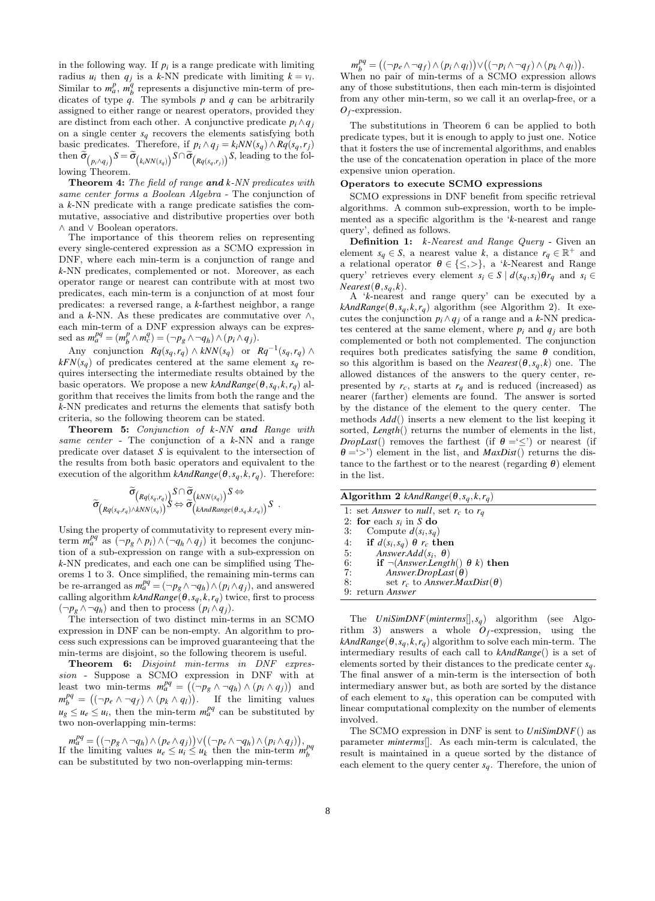in the following way. If $p_i$ is a range predicate with limiting radius $u_i$ then $q_j$ is a $k$-NN predicate with limiting $k = v_i$. Similar to $m_a^p$, $m_b^q$ represents a disjunctive min-term of predicates of type $q$. The symbols $p$ and $q$ can be arbitrarily assigned to either range or nearest operators, provided they are distinct from each other. A conjunctive predicate $p_i \wedge q_j$ on a single center $s_q$ recovers the elements satisfying both basic predicates. Therefore, if $p_i \wedge q_j = k_i NN(s_q) \wedge Rq(s_q, r_j)$ then $\widetilde{\sigma}_{(p_i \wedge q_j)} S = \widetilde{\sigma}_{(k_i NN(s_q))} S \cap \widetilde{\sigma}_{(Rq(s_q,r_j))} S$, leading to the following Theorem.

**Theorem 4:** *The field of range **and** k-NN predicates with same center forms a Boolean Algebra* - The conjunction of a $k$-NN predicate with a range predicate satisfies the commutative, associative and distributive properties over both $\wedge$ and $\vee$ Boolean operators.

The importance of this theorem relies on representing every single-centered expression as a SCMO expression in DNF, where each min-term is a conjunction of range and $k$-NN predicates, complemented or not. Moreover, as each operator range or nearest can contribute with at most two predicates, each min-term is a conjunction of at most four predicates: a reversed range, a $k$-farthest neighbor, a range and a $k$-NN. As these predicates are commutative over $\wedge$, each min-term of a DNF expression always can be expressed as $m_a^{pq} = (m_b^p \wedge m_c^q) = (\neg p_g \wedge \neg q_h) \wedge (p_i \wedge q_j)$.

Any conjunction $Rq(s_q, r_q) \wedge kNN(s_q)$ or $Rq^{-1}(s_q, r_q) \wedge kFN(s_q)$ of predicates centered at the same element $s_q$ requires intersecting the intermediate results obtained by the basic operators. We propose a new $kAndRange(\theta, s_q, k, r_q)$ algorithm that receives the limits from both the range and the $k$-NN predicates and returns the elements that satisfy both criteria, so the following theorem can be stated.

**Theorem 5:** *Conjunction of k-NN **and** Range with same center* - The conjunction of a $k$-NN and a range predicate over dataset $S$ is equivalent to the intersection of the results from both basic operators and equivalent to the execution of the algorithm $kAndRange(\theta, s_q, k, r_q)$. Therefore:

$$\widetilde{\sigma}_{(Rq(s_q,r_q) \wedge kNN(s_q))} S \Leftrightarrow \widetilde{\sigma}_{(Rq(s_q,r_q))} S \cap \widetilde{\sigma}_{(kNN(s_q))} S \Leftrightarrow \widetilde{\sigma}_{(kAndRange(\theta,s_q,k,r_q))} S .$$

Using the property of commutativity to represent every minterm $m_a^{pq}$ as $(\neg p_g \wedge p_i) \wedge (\neg q_h \wedge q_j)$ it becomes the conjunction of a sub-expression on range with a sub-expression on $k$-NN predicates, and each one can be simplified using Theorems 1 to 3. Once simplified, the remaining min-terms can be re-arranged as $m_a^{pq} = (\neg p_g \wedge \neg q_h) \wedge (p_i \wedge q_j)$, and answered calling algorithm $kAndRange(\theta, s_q, k, r_q)$ twice, first to process $(\neg p_g \wedge \neg q_h)$ and then to process $(p_i \wedge q_j)$.

The intersection of two distinct min-terms in an SCMO expression in DNF can be non-empty. An algorithm to process such expressions can be improved guaranteeing that the min-terms are disjoint, so the following theorem is useful.

**Theorem 6:** *Disjoint min-terms in DNF expression* - Suppose a SCMO expression in DNF with at least two min-terms $m_a^{pq} = ((\neg p_g \wedge \neg q_h) \wedge (p_i \wedge q_j))$ and $m_b^{pq} = ((\neg p_e \wedge \neg q_f) \wedge (p_k \wedge q_l))$. If the limiting values $u_g \leq u_e \leq u_i$, then the min-term $m_a^{pq}$ can be substituted by two non-overlapping min-terms:

$m_a^{pq} = ((\neg p_g \wedge \neg q_h) \wedge (p_e \wedge q_j)) \vee ((\neg p_e \wedge \neg q_h) \wedge (p_i \wedge q_j))$.
If the limiting values $u_e \leq u_i \leq u_k$ then the min-term $m_b^{pq}$ can be substituted by two non-overlapping min-terms:

$m_b^{pq} = ((\neg p_e \wedge \neg q_f) \wedge (p_i \wedge q_l)) \vee ((\neg p_i \wedge \neg q_f) \wedge (p_k \wedge q_l))$.
When no pair of min-terms of a SCMO expression allows any of those substitutions, then each min-term is disjointed from any other min-term, so we call it an overlap-free, or a $O_f$-expression.

The substitutions in Theorem 6 can be applied to both predicate types, but it is enough to apply to just one. Notice that it fosters the use of incremental algorithms, and enables the use of the concatenation operation in place of the more expensive union operation.

**Operators to execute SCMO expressions**

SCMO expressions in DNF benefit from specific retrieval algorithms. A common sub-expression, worth to be implemented as a specific algorithm is the '$k$-nearest and range query', defined as follows.

**Definition 1:** *k-Nearest and Range Query* - Given an element $s_q \in S$, a nearest value $k$, a distance $r_q \in \mathbb{R}^+$ and a relational operator $\theta \in \{\leq, >\}$, a '$k$-Nearest and Range query' retrieves every element $s_i \in S \mid d(s_q, s_i) \theta r_q$ and $s_i \in Nearest(\theta, s_q, k)$.

A '$k$-nearest and range query' can be executed by a $kAndRange(\theta, s_q, k, r_q)$ algorithm (see Algorithm 2). It executes the conjunction $p_i \wedge q_j$ of a range and a $k$-NN predicates centered at the same element, where $p_i$ and $q_j$ are both complemented or both not complemented. The conjunction requires both predicates satisfying the same $\theta$ condition, so this algorithm is based on the $Nearest(\theta, s_q, k)$ one. The allowed distances of the answers to the query center, represented by $r_c$, starts at $r_q$ and is reduced (increased) as nearer (farther) elements are found. The answer is sorted by the distance of the element to the query center. The methods *Add*() inserts a new element to the list keeping it sorted, *Length*() returns the number of elements in the list, *DropLast*() removes the farthest (if $\theta$ ='$\leq$') or nearest (if $\theta$ ='$>$') element in the list, and *MaxDist*() returns the distance to the farthest or to the nearest (regarding $\theta$) element in the list.

**Algorithm 2** $kAndRange(\theta, s_q, k, r_q)$

```
1: set Answer to null, set r_c to r_q
2: for each s_i in S do
3:    Compute d(s_i, s_q)
4:    if d(s_i, s_q) θ r_c then
5:       Answer.Add(s_i, θ)
6:       if ¬(Answer.Length() θ k) then
7:          Answer.DropLast(θ)
8:          set r_c to Answer.MaxDist(θ)
9: return Answer
```

The $UniSimDNF(minterms[], s_q)$ algorithm (see Algorithm 3) answers a whole $O_f$-expression, using the $kAndRange(\theta, s_q, k, r_q)$ algorithm to solve each min-term. The intermediary results of each call to *kAndRange*() is a set of elements sorted by their distances to the predicate center $s_q$. The final answer of a min-term is the intersection of both intermediary answer but, as both are sorted by the distance of each element to $s_q$, this operation can be computed with linear computational complexity on the number of elements involved.

The SCMO expression in DNF is sent to *UniSimDNF*() as parameter *minterms*[]. As each min-term is calculated, the result is maintained in a queue sorted by the distance of each element to the query center $s_q$. Therefore, the union of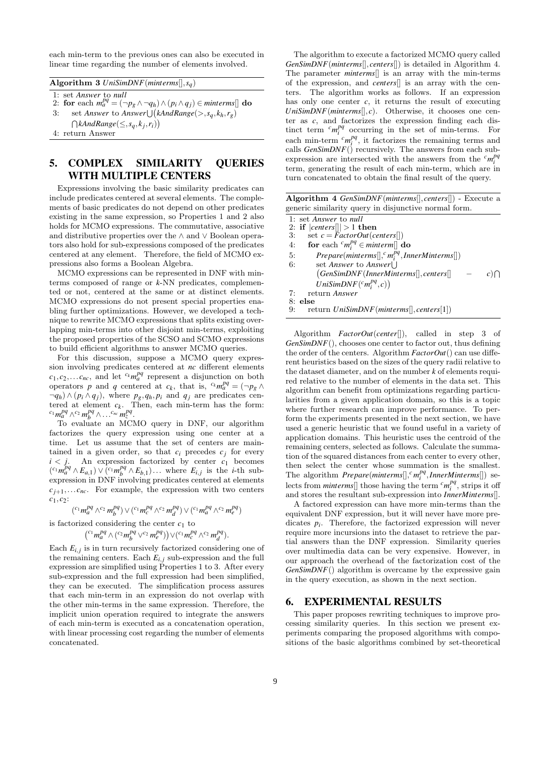each min-term to the previous ones can also be executed in linear time regarding the number of elements involved.

**Algorithm 3** *UniSimDNF*(*minterms*[], $s_q$)

```
1: set Answer to null
2: for each m_a^{pq} = (¬p_g ∧ ¬q_h) ∧ (p_i ∧ q_j) ∈ minterms[] do
3:    set Answer to Answer ⋃ (kAndRange(>, s_q, k_h, r_g) ⋂ kAndRange(≤, s_q, k_j, r_i))
4: return Answer
```

## 5. COMPLEX SIMILARITY QUERIES WITH MULTIPLE CENTERS

Expressions involving the basic similarity predicates can include predicates centered at several elements. The complements of basic predicates do not depend on other predicates existing in the same expression, so Properties 1 and 2 also holds for MCMO expressions. The commutative, associative and distributive properties over the $\wedge$ and $\vee$ Boolean operators also hold for sub-expressions composed of the predicates centered at any element. Therefore, the field of MCMO expressions also forms a Boolean Algebra.

MCMO expressions can be represented in DNF with minterms composed of range or *k*-NN predicates, complemented or not, centered at the same or at distinct elements. MCMO expressions do not present special properties enabling further optimizations. However, we developed a technique to rewrite MCMO expressions that splits existing overlapping min-terms into other disjoint min-terms, exploiting the proposed properties of the SCSO and SCMO expressions to build efficient algorithms to answer MCMO queries.

For this discussion, suppose a MCMO query expression involving predicates centered at *nc* different elements $c_1, c_2, \ldots c_{nc}$, and let ${}^{c_k}m_a^{pq}$ represent a disjunction on both operators *p* and *q* centered at $c_k$, that is, ${}^{c_k}m_a^{pq} = (\neg p_g \wedge \neg q_h) \wedge (p_i \wedge q_j)$, where $p_g, q_h, p_i$ and $q_j$ are predicates centered at element $c_k$. Then, each min-term has the form: ${}^{c_1}m_a^{pq} \wedge {}^{c_2}m_b^{pq} \wedge \ldots {}^{c_{nc}}m_c^{pq}$.

To evaluate an MCMO query in DNF, our algorithm factorizes the query expression using one center at a time. Let us assume that the set of centers are maintained in a given order, so that $c_i$ precedes $c_j$ for every $i < j$. An expression factorized by center $c_1$ becomes $({}^{c_1}m_a^{pq} \wedge E_{a,1}) \vee ({}^{c_1}m_b^{pq} \wedge E_{b,1}) \ldots$ where $E_{i,j}$ is the *i*-th sub-expression in DNF involving predicates centered at elements $c_{j+1}, \ldots c_{nc}$. For example, the expression with two centers $c_1, c_2$:

$$({}^{c_1}m_a^{pq} \wedge {}^{c_2}m_b^{pq}) \vee ({}^{c_1}m_c^{pq} \wedge {}^{c_2}m_d^{pq}) \vee ({}^{c_1}m_a^{pq} \wedge {}^{c_2}m_e^{pq})$$

is factorized considering the center $c_1$ to

$$\left({}^{c_1}m_a^{pq} \wedge ({}^{c_2}m_b^{pq} \vee {}^{c_2}m_e^{pq})\right) \vee ({}^{c_1}m_c^{pq} \wedge {}^{c_2}m_d^{pq}).$$

Each $E_{i,j}$ is in turn recursively factorized considering one of the remaining centers. Each $E_{i,j}$ sub-expression and the full expression are simplified using Properties 1 to 3. After every sub-expression and the full expression had been simplified, they can be executed. The simplification process assures that each min-term in an expression do not overlap with the other min-terms in the same expression. Therefore, the implicit union operation required to integrate the answers of each min-term is executed as a concatenation operation, with linear processing cost regarding the number of elements concatenated.

The algorithm to execute a factorized MCMO query called *GenSimDNF*(*minterms*[], *centers*[]) is detailed in Algorithm 4. The parameter *minterms*[] is an array with the min-terms of the expression, and *centers*[] is an array with the centers. The algorithm works as follows. If an expression has only one center *c*, it returns the result of executing *UniSimDNF*(*minterms*[], *c*). Otherwise, it chooses one center as *c*, and factorizes the expression finding each distinct term ${}^{c}m_i^{pq}$ occurring in the set of min-terms. For each min-term ${}^{c}m_i^{pq}$, it factorizes the remaining terms and calls *GenSimDNF*() recursively. The answers from each sub-expression are intersected with the answers from the ${}^{c}m_i^{pq}$ term, generating the result of each min-term, which are in turn concatenated to obtain the final result of the query.

**Algorithm 4** *GenSimDNF*(*minterms*[], *centers*[]) - Execute a generic similarity query in disjunctive normal form.

```
1: set Answer to null
2: if |centers[]| > 1 then
3:    set c = FactorOut(centers[])
4:    for each ᶜm_i^{pq} ∈ minterm[] do
5:       Prepare(minterms[], ᶜm_i^{pq}, InnerMinterms[])
6:       set Answer to Answer ⋃
         (GenSimDNF(InnerMinterms[], centers[] − c) ⋂
         UniSimDNF(ᶜm_i^{pq}, c))
7:    return Answer
8: else
9:    return UniSimDNF(minterms[], centers[1])
```

Algorithm *FactorOut*(*center*[]), called in step 3 of *GenSimDNF*(), chooses one center to factor out, thus defining the order of the centers. Algorithm *FactorOut*() can use different heuristics based on the sizes of the query radii relative to the dataset diameter, and on the number *k* of elements required relative to the number of elements in the data set. This algorithm can benefit from optimizations regarding particularities from a given application domain, so this is a topic where further research can improve performance. To perform the experiments presented in the next section, we have used a generic heuristic that we found useful in a variety of application domains. This heuristic uses the centroid of the remaining centers, selected as follows. Calculate the summation of the squared distances from each center to every other, then select the center whose summation is the smallest. The algorithm *Prepare*(*minterms*[], ${}^{c}m_i^{pq}$, *InnerMinterms*[]) selects from *minterms*[] those having the term ${}^{c}m_i^{pq}$, strips it off and stores the resultant sub-expression into *InnerMinterms*[].

A factored expression can have more min-terms than the equivalent DNF expression, but it will never have more predicates $p_i$. Therefore, the factorized expression will never require more incursions into the dataset to retrieve the partial answers than the DNF expression. Similarity queries over multimedia data can be very expensive. However, in our approach the overhead of the factorization cost of the *GenSimDNF*() algorithm is overcame by the expressive gain in the query execution, as shown in the next section.

## 6. EXPERIMENTAL RESULTS

This paper proposes rewriting techniques to improve processing similarity queries. In this section we present experiments comparing the proposed algorithms with compositions of the basic algorithms combined by set-theoretical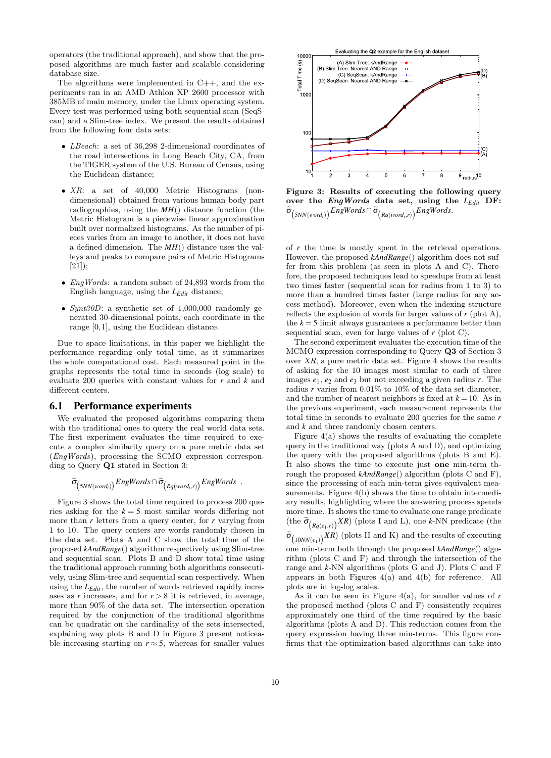operators (the traditional approach), and show that the proposed algorithms are much faster and scalable considering database size.

The algorithms were implemented in C++, and the experiments ran in an AMD Athlon XP 2600 processor with 385MB of main memory, under the Linux operating system. Every test was performed using both sequential scan (SeqScan) and a Slim-tree index. We present the results obtained from the following four data sets:

- *LBeach*: a set of 36,298 2-dimensional coordinates of the road intersections in Long Beach City, CA, from the TIGER system of the U.S. Bureau of Census, using the Euclidean distance;
- *XR*: a set of 40,000 Metric Histograms (non-dimensional) obtained from various human body part radiographies, using the *MH*() distance function (the Metric Histogram is a piecewise linear approximation built over normalized histograms. As the number of pieces varies from an image to another, it does not have a defined dimension. The *MH*() distance uses the valleys and peaks to compare pairs of Metric Histograms [21]);
- *EngWords*: a random subset of 24,893 words from the English language, using the $L_{Edit}$ distance;
- *Synt30D*: a synthetic set of 1,000,000 randomly generated 30-dimensional points, each coordinate in the range [0,1], using the Euclidean distance.

Due to space limitations, in this paper we highlight the performance regarding only total time, as it summarizes the whole computational cost. Each measured point in the graphs represents the total time in seconds (log scale) to evaluate 200 queries with constant values for $r$ and $k$ and different centers.

## 6.1 Performance experiments

We evaluated the proposed algorithms comparing them with the traditional ones to query the real world data sets. The first experiment evaluates the time required to execute a complex similarity query on a pure metric data set (*EngWords*), processing the SCMO expression corresponding to Query **Q1** stated in Section 3:

$$\widetilde{\sigma}_{\left(5NN(word_i)\right)} EngWords \cap \widetilde{\sigma}_{\left(Rq(word_i,r)\right)} EngWords \ .$$

Figure 3 shows the total time required to process 200 queries asking for the $k=5$ most similar words differing not more than $r$ letters from a query center, for $r$ varying from 1 to 10. The query centers are words randomly chosen in the data set. Plots A and C show the total time of the proposed *kAndRange*() algorithm respectively using Slim-tree and sequential scan. Plots B and D show total time using the traditional approach running both algorithms consecutively, using Slim-tree and sequential scan respectively. When using the $L_{Edit}$, the number of words retrieved rapidly increases as $r$ increases, and for $r > 8$ it is retrieved, in average, more than 90% of the data set. The intersection operation required by the conjunction of the traditional algorithms can be quadratic on the cardinality of the sets intersected, explaining way plots B and D in Figure 3 present noticeable increasing starting on $r \approx 5$, whereas for smaller values of $r$ the time is mostly spent in the retrieval operations. However, the proposed *kAndRange*() algorithm does not suffer from this problem (as seen in plots A and C). Therefore, the proposed techniques lead to speedups from at least two times faster (sequential scan for radius from 1 to 5) to more than a hundred times faster (large radius for any access method). Moreover, even when the indexing structure reflects the explosion of words for larger values of $r$ (plot A), the $k = 5$ limit always guarantees a performance better than sequential scan, even for large values of $r$ (plot C).

Evaluating the **Q2** example for the English dataset

(A) Slim-Tree: kAndRange; (B) Slim-Tree: Nearest AND Range; (C) SeqScan: kAndRange; (D) SeqScan: Nearest AND Range

**Figure 3: Results of executing the following query over the *EngWords* data set, using the $L_{Edit}$ DF:** $\widetilde{\sigma}_{\left(5NN(word_i)\right)} EngWords \cap \widetilde{\sigma}_{\left(Rq(word_i,r)\right)} EngWords$.

The second experiment evaluates the execution time of the MCMO expression corresponding to Query **Q3** of Section 3 over *XR*, a pure metric data set. Figure 4 shows the results of asking for the 10 images most similar to each of three images $e_1$, $e_2$ and $e_3$ but not exceeding a given radius $r$. The radius $r$ varies from 0.01% to 10% of the data set diameter, and the number of nearest neighbors is fixed at $k = 10$. As in the previous experiment, each measurement represents the total time in seconds to evaluate 200 queries for the same $r$ and $k$ and three randomly chosen centers.

Figure 4(a) shows the results of evaluating the complete query in the traditional way (plots A and D), and optimizing the query with the proposed algorithms (plots B and E). It also shows the time to execute just **one** min-term through the proposed *kAndRange*() algorithm (plots C and F), since the processing of each min-term gives equivalent measurements. Figure 4(b) shows the time to obtain intermediary results, highlighting where the answering process spends more time. It shows the time to evaluate one range predicate (the $\widetilde{\sigma}_{\left(Rq(e_1,r)\right)} XR$) (plots I and L), one $k$-NN predicate (the $\widetilde{\sigma}_{\left(10NN(e_1)\right)} XR$) (plots H and K) and the results of executing one min-term both through the proposed *kAndRange*() algorithm (plots C and F) and through the intersection of the range and $k$-NN algorithms (plots G and J). Plots C and F appears in both Figures 4(a) and 4(b) for reference. All plots are in log-log scales.

As it can be seen in Figure 4(a), for smaller values of $r$ the proposed method (plots C and F) consistently requires approximately one third of the time required by the basic algorithms (plots A and D). This reduction comes from the query expression having three min-terms. This figure confirms that the optimization-based algorithms can take into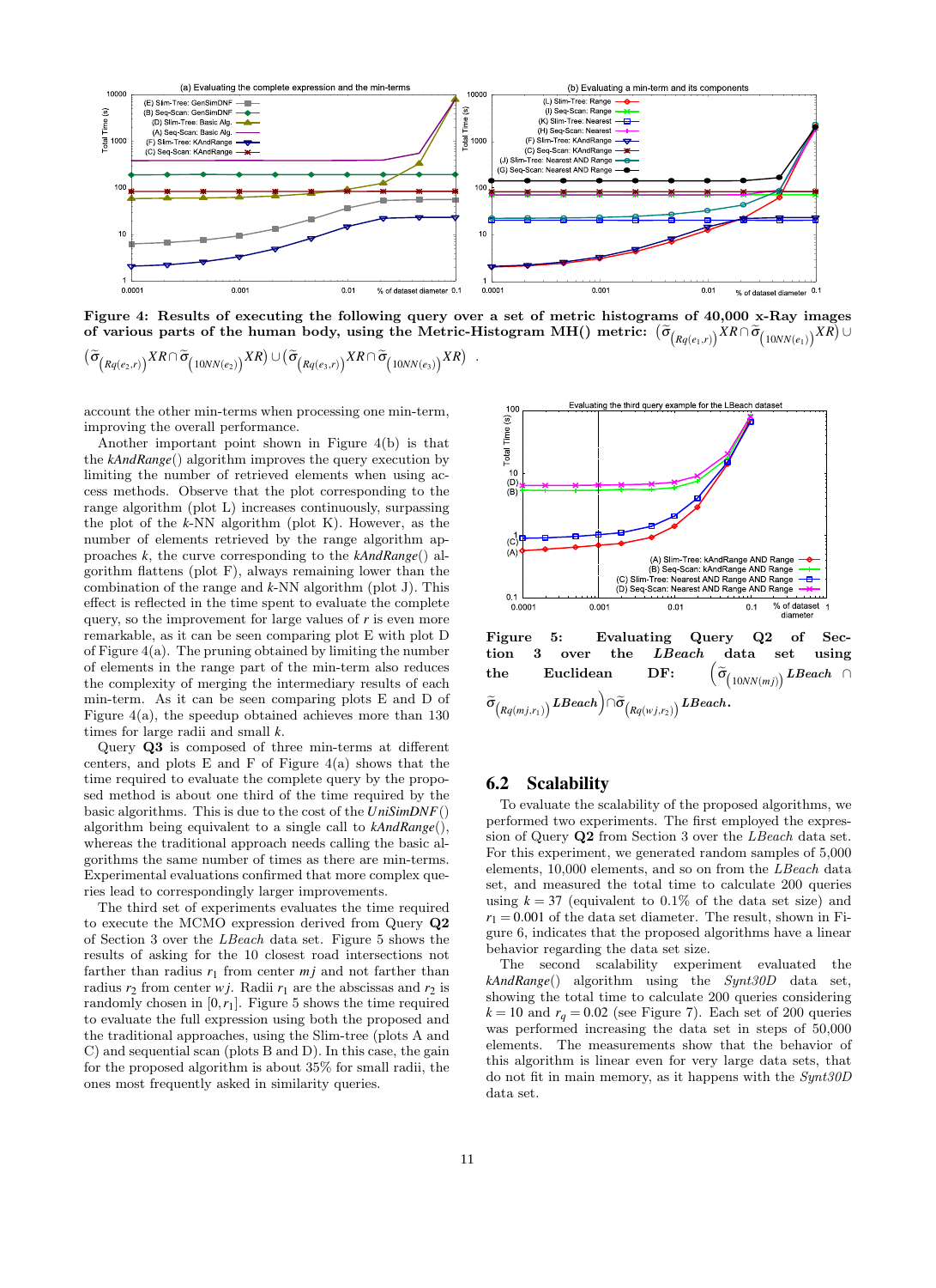**Figure 4: Results of executing the following query over a set of metric histograms of 40,000 x-Ray images of various parts of the human body, using the Metric-Histogram MH() metric:** $\left(\widetilde{\sigma}_{\left(Rq(e_1,r)\right)}XR \cap \widetilde{\sigma}_{\left(10NN(e_1)\right)}XR\right) \cup \left(\widetilde{\sigma}_{\left(Rq(e_2,r)\right)}XR \cap \widetilde{\sigma}_{\left(10NN(e_2)\right)}XR\right) \cup \left(\widetilde{\sigma}_{\left(Rq(e_3,r)\right)}XR \cap \widetilde{\sigma}_{\left(10NN(e_3)\right)}XR\right)$.

account the other min-terms when processing one min-term, improving the overall performance.

Another important point shown in Figure 4(b) is that the *kAndRange*() algorithm improves the query execution by limiting the number of retrieved elements when using access methods. Observe that the plot corresponding to the range algorithm (plot L) increases continuously, surpassing the plot of the *k*-NN algorithm (plot K). However, as the number of elements retrieved by the range algorithm approaches *k*, the curve corresponding to the *kAndRange*() algorithm flattens (plot F), always remaining lower than the combination of the range and *k*-NN algorithm (plot J). This effect is reflected in the time spent to evaluate the complete query, so the improvement for large values of *r* is even more remarkable, as it can be seen comparing plot E with plot D of Figure 4(a). The pruning obtained by limiting the number of elements in the range part of the min-term also reduces the complexity of merging the intermediary results of each min-term. As it can be seen comparing plots E and D of Figure 4(a), the speedup obtained achieves more than 130 times for large radii and small *k*.

Query **Q3** is composed of three min-terms at different centers, and plots E and F of Figure 4(a) shows that the time required to evaluate the complete query by the proposed method is about one third of the time required by the basic algorithms. This is due to the cost of the *UniSimDNF*() algorithm being equivalent to a single call to *kAndRange*(), whereas the traditional approach needs calling the basic algorithms the same number of times as there are min-terms. Experimental evaluations confirmed that more complex queries lead to correspondingly larger improvements.

The third set of experiments evaluates the time required to execute the MCMO expression derived from Query **Q2** of Section 3 over the *LBeach* data set. Figure 5 shows the results of asking for the 10 closest road intersections not farther than radius $r_1$ from center $mj$ and not farther than radius $r_2$ from center $wj$. Radii $r_1$ are the abscissas and $r_2$ is randomly chosen in $[0, r_1]$. Figure 5 shows the time required to evaluate the full expression using both the proposed and the traditional approaches, using the Slim-tree (plots A and C) and sequential scan (plots B and D). In this case, the gain for the proposed algorithm is about 35% for small radii, the ones most frequently asked in similarity queries.

**Figure 5: Evaluating Query Q2 of Section 3 over the *LBeach* data set using the Euclidean DF:** $\left(\widetilde{\sigma}_{\left(10NN(mj)\right)}\textit{LBeach} \cap \widetilde{\sigma}_{\left(Rq(mj,r_1)\right)}\textit{LBeach}\right) \cap \widetilde{\sigma}_{\left(Rq(wj,r_2)\right)}\textit{LBeach}$.

## 6.2 Scalability

To evaluate the scalability of the proposed algorithms, we performed two experiments. The first employed the expression of Query **Q2** from Section 3 over the *LBeach* data set. For this experiment, we generated random samples of 5,000 elements, 10,000 elements, and so on from the *LBeach* data set, and measured the total time to calculate 200 queries using $k = 37$ (equivalent to 0.1% of the data set size) and $r_1 = 0.001$ of the data set diameter. The result, shown in Figure 6, indicates that the proposed algorithms have a linear behavior regarding the data set size.

The second scalability experiment evaluated the *kAndRange*() algorithm using the *Synt30D* data set, showing the total time to calculate 200 queries considering $k = 10$ and $r_q = 0.02$ (see Figure 7). Each set of 200 queries was performed increasing the data set in steps of 50,000 elements. The measurements show that the behavior of this algorithm is linear even for very large data sets, that do not fit in main memory, as it happens with the *Synt30D* data set.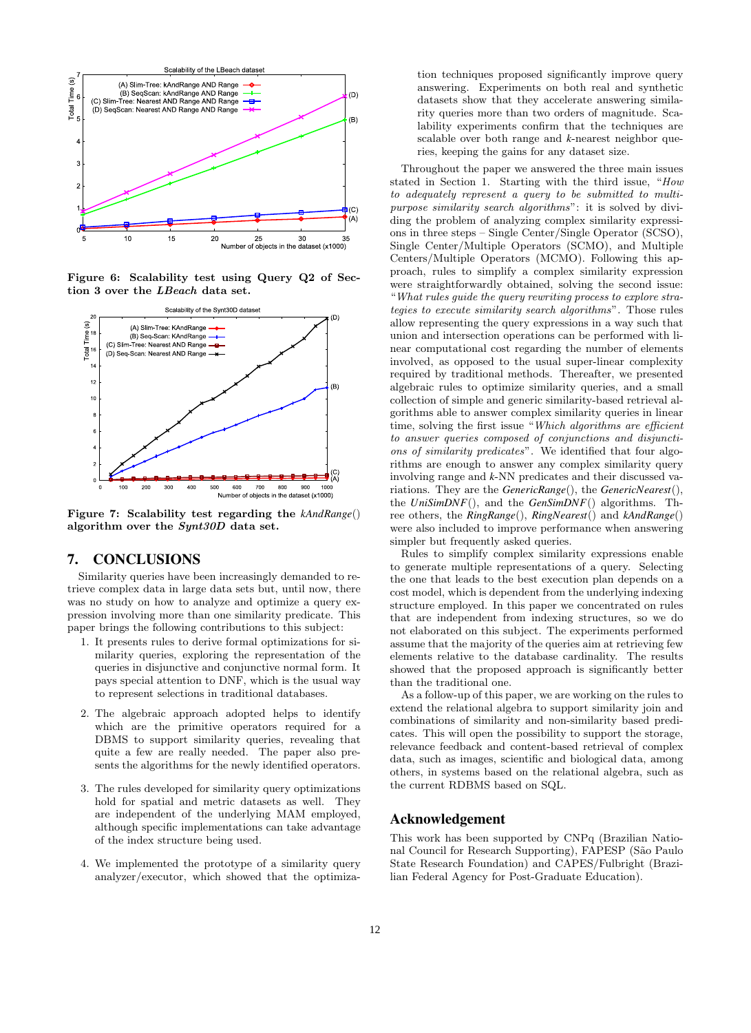Figure 6: Scalability test using Query Q2 of Section 3 over the *LBeach* data set.

Figure 7: Scalability test regarding the *kAndRange*() algorithm over the *Synt30D* data set.

## 7. CONCLUSIONS

Similarity queries have been increasingly demanded to retrieve complex data in large data sets but, until now, there was no study on how to analyze and optimize a query expression involving more than one similarity predicate. This paper brings the following contributions to this subject:

1. It presents rules to derive formal optimizations for similarity queries, exploring the representation of the queries in disjunctive and conjunctive normal form. It pays special attention to DNF, which is the usual way to represent selections in traditional databases.

2. The algebraic approach adopted helps to identify which are the primitive operators required for a DBMS to support similarity queries, revealing that quite a few are really needed. The paper also presents the algorithms for the newly identified operators.

3. The rules developed for similarity query optimizations hold for spatial and metric datasets as well. They are independent of the underlying MAM employed, although specific implementations can take advantage of the index structure being used.

4. We implemented the prototype of a similarity query analyzer/executor, which showed that the optimization techniques proposed significantly improve query answering. Experiments on both real and synthetic datasets show that they accelerate answering similarity queries more than two orders of magnitude. Scalability experiments confirm that the techniques are scalable over both range and $k$-nearest neighbor queries, keeping the gains for any dataset size.

Throughout the paper we answered the three main issues stated in Section 1. Starting with the third issue, "*How to adequately represent a query to be submitted to multi-purpose similarity search algorithms*": it is solved by dividing the problem of analyzing complex similarity expressions in three steps – Single Center/Single Operator (SCSO), Single Center/Multiple Operators (SCMO), and Multiple Centers/Multiple Operators (MCMO). Following this approach, rules to simplify a complex similarity expression were straightforwardly obtained, solving the second issue: "*What rules guide the query rewriting process to explore strategies to execute similarity search algorithms*". Those rules allow representing the query expressions in a way such that union and intersection operations can be performed with linear computational cost regarding the number of elements involved, as opposed to the usual super-linear complexity required by traditional methods. Thereafter, we presented algebraic rules to optimize similarity queries, and a small collection of simple and generic similarity-based retrieval algorithms able to answer complex similarity queries in linear time, solving the first issue "*Which algorithms are efficient to answer queries composed of conjunctions and disjunctions of similarity predicates*". We identified that four algorithms are enough to answer any complex similarity query involving range and $k$-NN predicates and their discussed variations. They are the *GenericRange*(), the *GenericNearest*(), the *UniSimDNF*(), and the *GenSimDNF*() algorithms. Three others, the *RingRange*(), *RingNearest*() and *kAndRange*() were also included to improve performance when answering simpler but frequently asked queries.

Rules to simplify complex similarity expressions enable to generate multiple representations of a query. Selecting the one that leads to the best execution plan depends on a cost model, which is dependent from the underlying indexing structure employed. In this paper we concentrated on rules that are independent from indexing structures, so we do not elaborated on this subject. The experiments performed assume that the majority of the queries aim at retrieving few elements relative to the database cardinality. The results showed that the proposed approach is significantly better than the traditional one.

As a follow-up of this paper, we are working on the rules to extend the relational algebra to support similarity join and combinations of similarity and non-similarity based predicates. This will open the possibility to support the storage, relevance feedback and content-based retrieval of complex data, such as images, scientific and biological data, among others, in systems based on the relational algebra, such as the current RDBMS based on SQL.

## Acknowledgement

This work has been supported by CNPq (Brazilian National Council for Research Supporting), FAPESP (São Paulo State Research Foundation) and CAPES/Fulbright (Brazilian Federal Agency for Post-Graduate Education).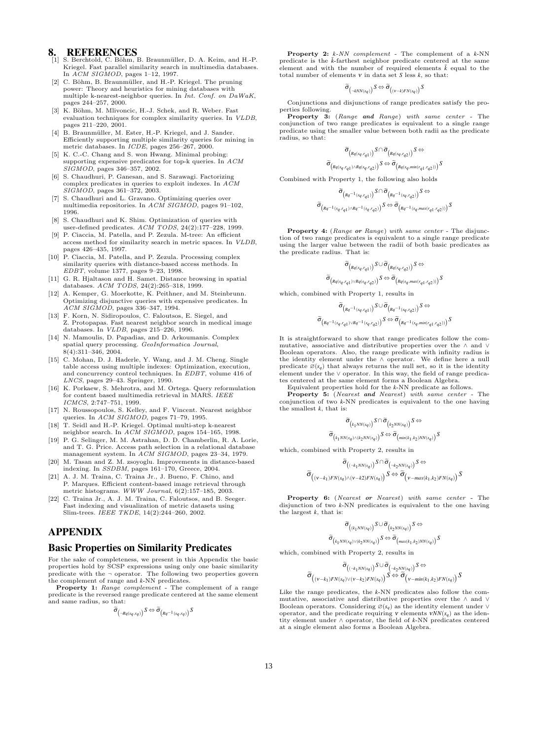# 8. REFERENCES

[1] S. Berchtold, C. Böhm, B. Braunmüller, D. A. Keim, and H.-P. Kriegel. Fast parallel similarity search in multimedia databases. In *ACM SIGMOD*, pages 1–12, 1997.

[2] C. Böhm, B. Braunmüller, and H.-P. Kriegel. The pruning power: Theory and heuristics for mining databases with multiple k-nearest-neighbor queries. In *Int. Conf. on DaWaK*, pages 244–257, 2000.

[3] K. Böhm, M. Mlivoncic, H.-J. Schek, and R. Weber. Fast evaluation techniques for complex similarity queries. In *VLDB*, pages 211–220, 2001.

[4] B. Braunmüller, M. Ester, H.-P. Kriegel, and J. Sander. Efficiently supporting multiple similarity queries for mining in metric databases. In *ICDE*, pages 256–267, 2000.

[5] K. C.-C. Chang and S. won Hwang. Minimal probing: supporting expensive predicates for top-k queries. In *ACM SIGMOD*, pages 346–357, 2002.

[6] S. Chaudhuri, P. Ganesan, and S. Sarawagi. Factorizing complex predicates in queries to exploit indexes. In *ACM SIGMOD*, pages 361–372, 2003.

[7] S. Chaudhuri and L. Gravano. Optimizing queries over multimedia repositories. In *ACM SIGMOD*, pages 91–102, 1996.

[8] S. Chaudhuri and K. Shim. Optimization of queries with user-defined predicates. *ACM TODS*, 24(2):177–228, 1999.

[9] P. Ciaccia, M. Patella, and P. Zezula. M-tree: An efficient access method for similarity search in metric spaces. In *VLDB*, pages 426–435, 1997.

[10] P. Ciaccia, M. Patella, and P. Zezula. Processing complex similarity queries with distance-based access methods. In *EDBT*, volume 1377, pages 9–23, 1998.

[11] G. R. Hjaltason and H. Samet. Distance browsing in spatial databases. *ACM TODS*, 24(2):265–318, 1999.

[12] A. Kemper, G. Moerkotte, K. Peithner, and M. Steinbrunn. Optimizing disjunctive queries with expensive predicates. In *ACM SIGMOD*, pages 336–347, 1994.

[13] F. Korn, N. Sidiropoulos, C. Faloutsos, E. Siegel, and Z. Protopapas. Fast nearest neighbor search in medical image databases. In *VLDB*, pages 215–226, 1996.

[14] N. Mamoulis, D. Papadias, and D. Arkoumanis. Complex spatial query processing. *GeoInformatica Journal*, 8(4):311–346, 2004.

[15] C. Mohan, D. J. Haderle, Y. Wang, and J. M. Cheng. Single table access using multiple indexes: Optimization, execution, and concurrency control techniques. In *EDBT*, volume 416 of *LNCS*, pages 29–43. Springer, 1990.

[16] K. Porkaew, S. Mehrotra, and M. Ortega. Query reformulation for content based multimedia retrieval in MARS. *IEEE ICMCS*, 2:747–751, 1999.

[17] N. Roussopoulos, S. Kelley, and F. Vincent. Nearest neighbor queries. In *ACM SIGMOD*, pages 71–79, 1995.

[18] T. Seidl and H.-P. Kriegel. Optimal multi-step k-nearest neighbor search. In *ACM SIGMOD*, pages 154–165, 1998.

[19] P. G. Selinger, M. M. Astrahan, D. D. Chamberlin, R. A. Lorie, and T. G. Price. Access path selection in a relational database management system. In *ACM SIGMOD*, pages 23–34, 1979.

[20] M. Tasan and Z. M. zsoyoglu. Improvements in distance-based indexing. In *SSDBM*, pages 161–170, Greece, 2004.

[21] A. J. M. Traina, C. Traina Jr., J. Bueno, F. Chino, and P. Marques. Efficient content-based image retrieval through metric histograms. *WWW Journal*, 6(2):157–185, 2003.

[22] C. Traina Jr., A. J. M. Traina, C. Faloutsos, and B. Seeger. Fast indexing and visualization of metric datasets using Slim-trees. *IEEE TKDE*, 14(2):244–260, 2002.

# APPENDIX

## Basic Properties on Similarity Predicates

For the sake of completeness, we present in this Appendix the basic properties hold by SCSP expressions using only one basic similarity predicate with the ¬ operator. The following two properties govern the complement of range and *k*-NN predicates.

**Property 1:** *Range complement* - The complement of a range predicate is the reversed range predicate centered at the same element and same radius, so that:

$$\tilde{\sigma}_{\left(\neg Rq(s_q,r_q)\right)} S \Leftrightarrow \tilde{\sigma}_{\left(Rq^{-1}(s_q,r_q)\right)} S$$

**Property 2:** *k-NN complement* - The complement of a *k*-NN predicate is the $\bar{k}$-farthest neighbor predicate centered at the same element and with the number of required elements $\bar{k}$ equal to the total number of elements $\nu$ in data set $S$ less $k$, so that:

$$\tilde{\sigma}_{\left(\neg kNN(s_q)\right)} S \Leftrightarrow \tilde{\sigma}_{\left((\nu-k)FN(s_q)\right)} S$$

Conjunctions and disjunctions of range predicates satisfy the properties following.

**Property 3:** (*Range* ***and*** *Range*) *with same center* - The conjunction of two range predicates is equivalent to a single range predicate using the smaller value between both radii as the predicate radius, so that:

$$\tilde{\sigma}_{\left(Rq(s_q,r_{q1})\right)} S \cap \tilde{\sigma}_{\left(Rq(s_q,r_{q2})\right)} S \Leftrightarrow$$
$$\tilde{\sigma}_{\left(Rq(s_q,r_{q1}) \wedge Rq(s_q,r_{q2})\right)} S \Leftrightarrow \tilde{\sigma}_{\left(Rq(s_q,min(r_{q1},r_{q2}))\right)} S$$

Combined with Property 1, the following also holds

$$\tilde{\sigma}_{\left(Rq^{-1}(s_q,r_{q1})\right)} S \cap \tilde{\sigma}_{\left(Rq^{-1}(s_q,r_{q2})\right)} S \Leftrightarrow$$
$$\tilde{\sigma}_{\left(Rq^{-1}(s_q,r_{q1}) \wedge Rq^{-1}(s_q,r_{q2})\right)} S \Leftrightarrow \tilde{\sigma}_{\left(Rq^{-1}(s_q,max(r_{q1},r_{q2}))\right)} S$$

**Property 4:** (*Range* ***or*** *Range*) *with same center* - The disjunction of two range predicates is equivalent to a single range predicate using the larger value between the radii of both basic predicates as the predicate radius. That is:

$$\tilde{\sigma}_{\left(Rq(s_q,r_{q1})\right)} S \cup \tilde{\sigma}_{\left(Rq(s_q,r_{q2})\right)} S \Leftrightarrow$$
$$\tilde{\sigma}_{\left(Rq(s_q,r_{q1}) \vee Rq(s_q,r_{q2})\right)} S \Leftrightarrow \tilde{\sigma}_{\left(Rq(s_q,max(r_{q1},r_{q2}))\right)} S$$

which, combined with Property 1, results in

$$\tilde{\sigma}_{\left(Rq^{-1}(s_q,r_{q1})\right)} S \cup \tilde{\sigma}_{\left(Rq^{-1}(s_q,r_{q2})\right)} S \Leftrightarrow$$
$$\tilde{\sigma}_{\left(Rq^{-1}(s_q,r_{q1}) \vee Rq^{-1}(s_q,r_{q2})\right)} S \Leftrightarrow \tilde{\sigma}_{\left(Rq^{-1}(s_q,min(r_{q1},r_{q2}))\right)} S$$

It is straightforward to show that range predicates follow the commutative, associative and distributive properties over the ∧ and ∨ Boolean operators. Also, the range predicate with infinity radius is the identity element under the ∧ operator. We define here a null predicate $\varnothing(s_q)$ that always returns the null set, so it is the identity element under the ∨ operator. In this way, the field of range predicates centered at the same element forms a Boolean Algebra.

Equivalent properties hold for the *k*-NN predicate as follows.

**Property 5:** (*Nearest* ***and*** *Nearest*) *with same center* - The conjunction of two *k*-NN predicates is equivalent to the one having the smallest *k*, that is:

$$\tilde{\sigma}_{\left(k_1NN(s_q)\right)} S \cap \tilde{\sigma}_{\left(k_2NN(s_q)\right)} S \Leftrightarrow$$
$$\tilde{\sigma}_{\left(k_1NN(s_q) \wedge (k_2NN(s_q)\right)} S \Leftrightarrow \tilde{\sigma}_{\left(min(k_1,k_2)NN(s_q)\right)} S$$

which, combined with Property 2, results in

$$\tilde{\sigma}_{\left((\neg k_1NN(s_q)\right)} S \cap \tilde{\sigma}_{\left(\neg k_2NN(s_q)\right)} S \Leftrightarrow$$
$$\tilde{\sigma}_{\left((\nu-k_1)FN(s_q) \wedge (\nu-k2)FN(s_q)\right)} S \Leftrightarrow \tilde{\sigma}_{\left(\nu-max(k_1,k_2)FN(s_q)\right)} S$$

**Property 6:** (*Nearest* ***or*** *Nearest*) *with same center* - The disjunction of two *k*-NN predicates is equivalent to the one having the largest *k*, that is:

$$\tilde{\sigma}_{\left((k_1NN(s_q)\right)} S \cup \tilde{\sigma}_{\left(k_2NN(s_q)\right)} S \Leftrightarrow$$
$$\tilde{\sigma}_{\left(k_1NN(s_q) \vee (k_2NN(s_q)\right)} S \Leftrightarrow \tilde{\sigma}_{\left(max(k_1,k_2)NN(s_q)\right)} S$$

which, combined with Property 2, results in

$$\tilde{\sigma}_{\left((\neg k_1NN(s_q)\right)} S \cup \tilde{\sigma}_{\left(\neg k_2NN(s_q)\right)} S \Leftrightarrow$$
$$\tilde{\sigma}_{\left((\nu-k_1)FN(s_q) \vee (\nu-k_2)FN(s_q)\right)} S \Leftrightarrow \tilde{\sigma}_{\left(\nu-min(k_1,k_2)FN(s_q)\right)} S$$

Like the range predicates, the *k*-NN predicates also follow the commutative, associative and distributive properties over the ∧ and ∨ Boolean operators. Considering $\varnothing(s_q)$ as the identity element under ∨ operator, and the predicate requiring $\nu$ elements $\nu NN(s_q)$ as the identity element under ∧ operator, the field of *k*-NN predicates centered at a single element also forms a Boolean Algebra.